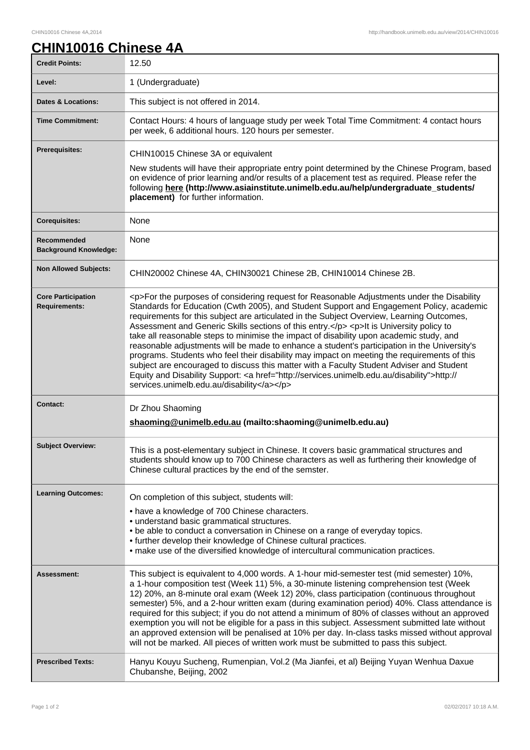# CHIN10016 Chinese 4A

| Credit Points: | 12.50 |
|---|---|
| Level: | 1 (Undergraduate) |
| Dates & Locations: | This subject is not offered in 2014. |
| Time Commitment: | Contact Hours: 4 hours of language study per week Total Time Commitment: 4 contact hours per week, 6 additional hours. 120 hours per semester. |
| Prerequisites: | CHIN10015 Chinese 3A or equivalent<br><br>New students will have their appropriate entry point determined by the Chinese Program, based on evidence of prior learning and/or results of a placement test as required. Please refer the following **here (http://www.asiainstitute.unimelb.edu.au/help/undergraduate_students/placement)** for further information. |
| Corequisites: | None |
| Recommended Background Knowledge: | None |
| Non Allowed Subjects: | CHIN20002 Chinese 4A, CHIN30021 Chinese 2B, CHIN10014 Chinese 2B. |
| Core Participation Requirements: | <p>For the purposes of considering request for Reasonable Adjustments under the Disability Standards for Education (Cwth 2005), and Student Support and Engagement Policy, academic requirements for this subject are articulated in the Subject Overview, Learning Outcomes, Assessment and Generic Skills sections of this entry.</p> <p>It is University policy to take all reasonable steps to minimise the impact of disability upon academic study, and reasonable adjustments will be made to enhance a student's participation in the University's programs. Students who feel their disability may impact on meeting the requirements of this subject are encouraged to discuss this matter with a Faculty Student Adviser and Student Equity and Disability Support: <a href="http://services.unimelb.edu.au/disability">http://services.unimelb.edu.au/disability</a></p> |
| Contact: | Dr Zhou Shaoming<br><br>**shaoming@unimelb.edu.au (mailto:shaoming@unimelb.edu.au)** |
| Subject Overview: | This is a post-elementary subject in Chinese. It covers basic grammatical structures and students should know up to 700 Chinese characters as well as furthering their knowledge of Chinese cultural practices by the end of the semster. |
| Learning Outcomes: | On completion of this subject, students will:<br><br>• have a knowledge of 700 Chinese characters.<br>• understand basic grammatical structures.<br>• be able to conduct a conversation in Chinese on a range of everyday topics.<br>• further develop their knowledge of Chinese cultural practices.<br>• make use of the diversified knowledge of intercultural communication practices. |
| Assessment: | This subject is equivalent to 4,000 words. A 1-hour mid-semester test (mid semester) 10%, a 1-hour composition test (Week 11) 5%, a 30-minute listening comprehension test (Week 12) 20%, an 8-minute oral exam (Week 12) 20%, class participation (continuous throughout semester) 5%, and a 2-hour written exam (during examination period) 40%. Class attendance is required for this subject; if you do not attend a minimum of 80% of classes without an approved exemption you will not be eligible for a pass in this subject. Assessment submitted late without an approved extension will be penalised at 10% per day. In-class tasks missed without approval will not be marked. All pieces of written work must be submitted to pass this subject. |
| Prescribed Texts: | Hanyu Kouyu Sucheng, Rumenpian, Vol.2 (Ma Jianfei, et al) Beijing Yuyan Wenhua Daxue Chubanshe, Beijing, 2002 |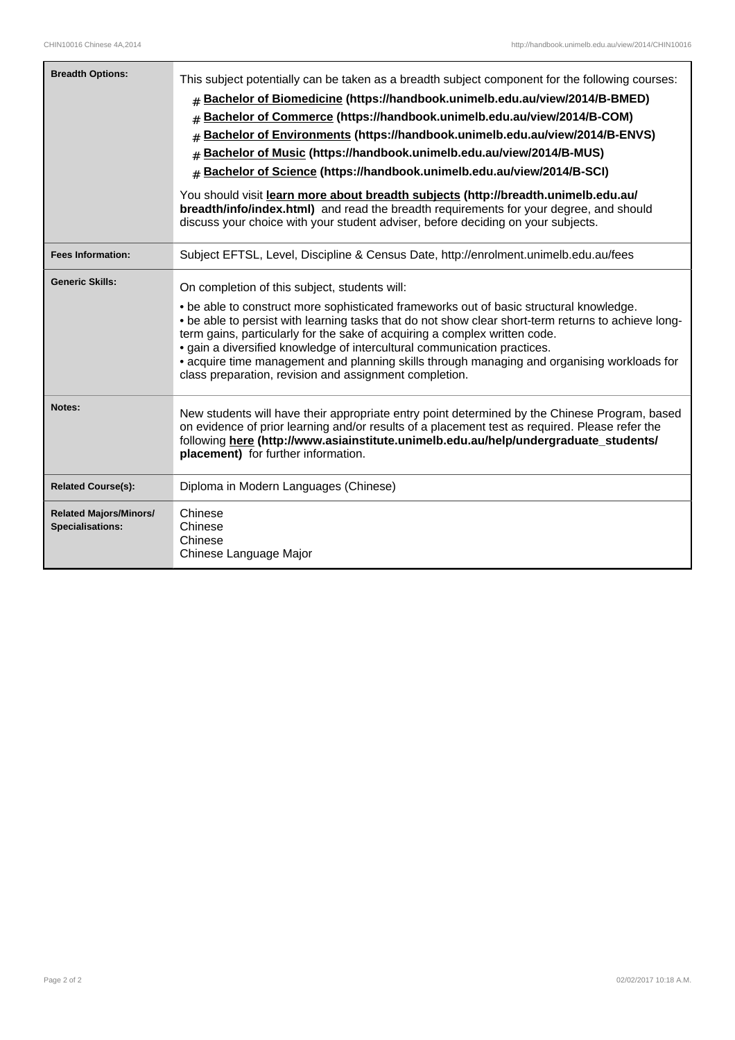| | |
|---|---|
| **Breadth Options:** | This subject potentially can be taken as a breadth subject component for the following courses:<br># **Bachelor of Biomedicine (https://handbook.unimelb.edu.au/view/2014/B-BMED)**<br># **Bachelor of Commerce (https://handbook.unimelb.edu.au/view/2014/B-COM)**<br># **Bachelor of Environments (https://handbook.unimelb.edu.au/view/2014/B-ENVS)**<br># **Bachelor of Music (https://handbook.unimelb.edu.au/view/2014/B-MUS)**<br># **Bachelor of Science (https://handbook.unimelb.edu.au/view/2014/B-SCI)**<br><br>You should visit **learn more about breadth subjects (http://breadth.unimelb.edu.au/breadth/info/index.html)** and read the breadth requirements for your degree, and should discuss your choice with your student adviser, before deciding on your subjects. |
| **Fees Information:** | Subject EFTSL, Level, Discipline & Census Date, http://enrolment.unimelb.edu.au/fees |
| **Generic Skills:** | On completion of this subject, students will:<br>• be able to construct more sophisticated frameworks out of basic structural knowledge.<br>• be able to persist with learning tasks that do not show clear short-term returns to achieve long-term gains, particularly for the sake of acquiring a complex written code.<br>• gain a diversified knowledge of intercultural communication practices.<br>• acquire time management and planning skills through managing and organising workloads for class preparation, revision and assignment completion. |
| **Notes:** | New students will have their appropriate entry point determined by the Chinese Program, based on evidence of prior learning and/or results of a placement test as required. Please refer the following **here (http://www.asiainstitute.unimelb.edu.au/help/undergraduate_students/placement)** for further information. |
| **Related Course(s):** | Diploma in Modern Languages (Chinese) |
| **Related Majors/Minors/ Specialisations:** | Chinese<br>Chinese<br>Chinese<br>Chinese Language Major |